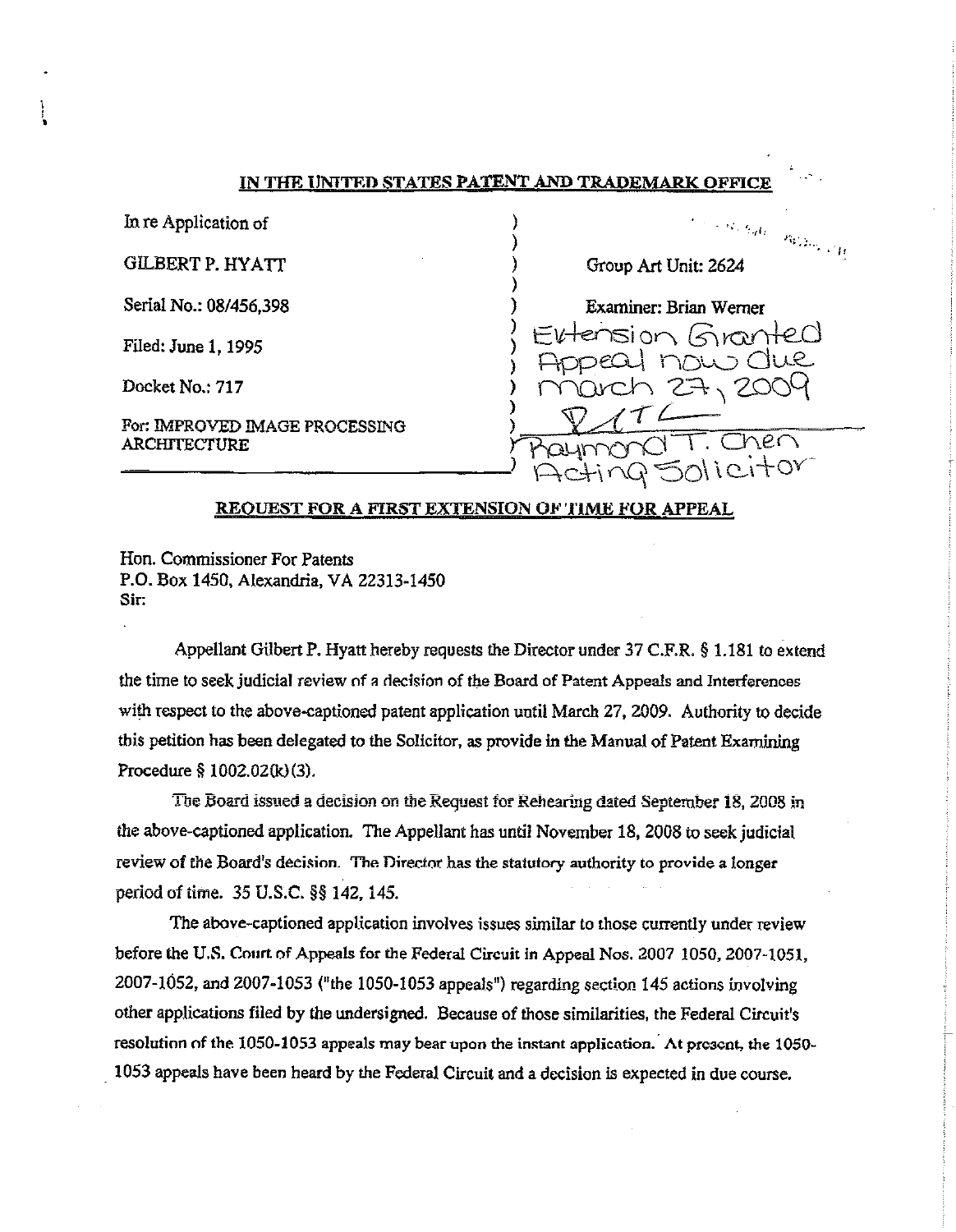**IN THE UNITED STATES PATENT AND TRADEMARK OFFICE**

| | |
|---|---|
| In re Application of | |
| GILBERT P. HYATT | Group Art Unit: 2624 |
| Serial No.: 08/456,398 | Examiner: Brian Werner |
| Filed: June 1, 1995 | Extension Granted Appeal now due March 27, 2009 |
| Docket No.: 717 | |
| For: IMPROVED IMAGE PROCESSING ARCHITECTURE | Raymond T. Chen Acting Solicitor |

**REQUEST FOR A FIRST EXTENSION OF TIME FOR APPEAL**

Hon. Commissioner For Patents
P.O. Box 1450, Alexandria, VA 22313-1450
Sir:

Appellant Gilbert P. Hyatt hereby requests the Director under 37 C.F.R. § 1.181 to extend the time to seek judicial review of a decision of the Board of Patent Appeals and Interferences with respect to the above-captioned patent application until March 27, 2009. Authority to decide this petition has been delegated to the Solicitor, as provide in the Manual of Patent Examining Procedure § 1002.02(k)(3).

The Board issued a decision on the Request for Rehearing dated September 18, 2008 in the above-captioned application. The Appellant has until November 18, 2008 to seek judicial review of the Board's decision. The Director has the statutory authority to provide a longer period of time. 35 U.S.C. §§ 142, 145.

The above-captioned application involves issues similar to those currently under review before the U.S. Court of Appeals for the Federal Circuit in Appeal Nos. 2007 1050, 2007-1051, 2007-1052, and 2007-1053 ("the 1050-1053 appeals") regarding section 145 actions involving other applications filed by the undersigned. Because of those similarities, the Federal Circuit's resolution of the 1050-1053 appeals may bear upon the instant application. At present, the 1050-1053 appeals have been heard by the Federal Circuit and a decision is expected in due course.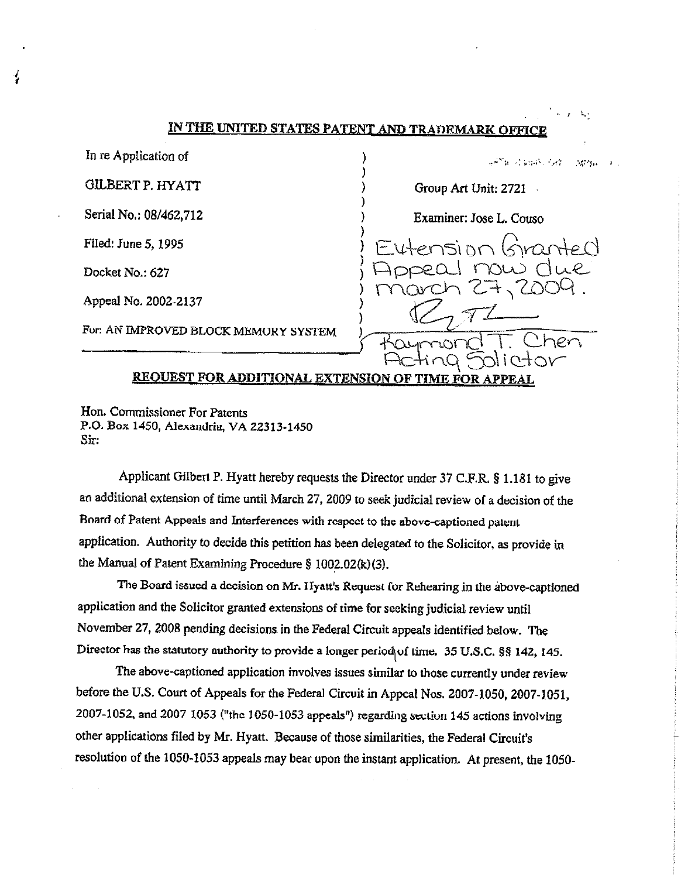# IN THE UNITED STATES PATENT AND TRADEMARK OFFICE

In re Application of

GILBERT P. HYATT

Serial No.: 08/462,712

Filed: June 5, 1995

Docket No.: 627

Appeal No. 2002-2137

For: AN IMPROVED BLOCK MEMORY SYSTEM

Group Art Unit: 2721

Examiner: Jose L. Couso

Extension Granted Appeal now due March 27, 2009.

RTC

Raymond T. Chen Acting Solicitor

## REQUEST FOR ADDITIONAL EXTENSION OF TIME FOR APPEAL

Hon. Commissioner For Patents
P.O. Box 1450, Alexandria, VA 22313-1450
Sir:

Applicant Gilbert P. Hyatt hereby requests the Director under 37 C.F.R. § 1.181 to give an additional extension of time until March 27, 2009 to seek judicial review of a decision of the Board of Patent Appeals and Interferences with respect to the above-captioned patent application. Authority to decide this petition has been delegated to the Solicitor, as provide in the Manual of Patent Examining Procedure § 1002.02(k)(3).

The Board issued a decision on Mr. Hyatt's Request for Rehearing in the above-captioned application and the Solicitor granted extensions of time for seeking judicial review until November 27, 2008 pending decisions in the Federal Circuit appeals identified below. The Director has the statutory authority to provide a longer period of time. 35 U.S.C. §§ 142, 145.

The above-captioned application involves issues similar to those currently under review before the U.S. Court of Appeals for the Federal Circuit in Appeal Nos. 2007-1050, 2007-1051, 2007-1052, and 2007 1053 ("the 1050-1053 appeals") regarding section 145 actions involving other applications filed by Mr. Hyatt. Because of those similarities, the Federal Circuit's resolution of the 1050-1053 appeals may bear upon the instant application. At present, the 1050-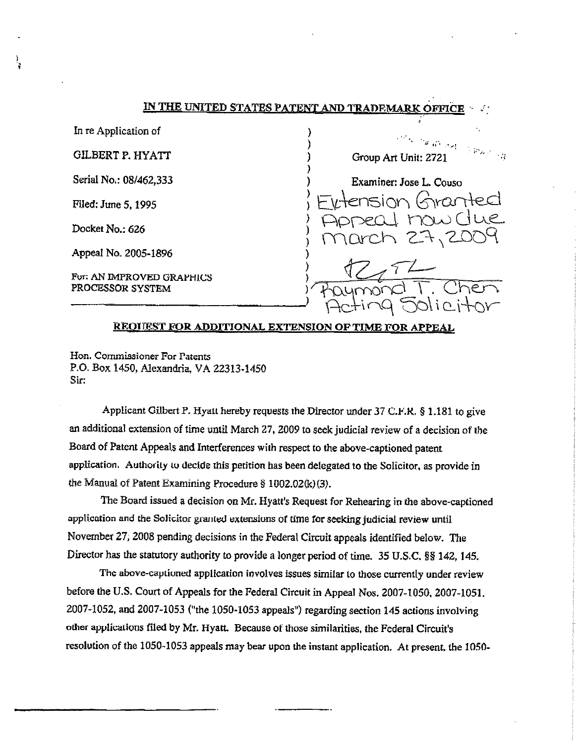**IN THE UNITED STATES PATENT AND TRADEMARK OFFICE**

In re Application of

GILBERT P. HYATT

Serial No.: 08/462,333

Filed: June 5, 1995

Docket No.: 626

Appeal No. 2005-1896

For: AN IMPROVED GRAPHICS PROCESSOR SYSTEM

Group Art Unit: 2721

Examiner: Jose L. Couso

Extension Granted
Appeal now due
March 27, 2009

Raymond T. Chen
Acting Solicitor

**REQUEST FOR ADDITIONAL EXTENSION OF TIME FOR APPEAL**

Hon. Commissioner For Patents
P.O. Box 1450, Alexandria, VA 22313-1450
Sir:

Applicant Gilbert P. Hyatt hereby requests the Director under 37 C.F.R. § 1.181 to give an additional extension of time until March 27, 2009 to seek judicial review of a decision of the Board of Patent Appeals and Interferences with respect to the above-captioned patent application. Authority to decide this petition has been delegated to the Solicitor, as provide in the Manual of Patent Examining Procedure § 1002.02(k)(3).

The Board issued a decision on Mr. Hyatt's Request for Rehearing in the above-captioned application and the Solicitor granted extensions of time for seeking judicial review until November 27, 2008 pending decisions in the Federal Circuit appeals identified below. The Director has the statutory authority to provide a longer period of time. 35 U.S.C. §§ 142, 145.

The above-captioned application involves issues similar to those currently under review before the U.S. Court of Appeals for the Federal Circuit in Appeal Nos. 2007-1050, 2007-1051, 2007-1052, and 2007-1053 ("the 1050-1053 appeals") regarding section 145 actions involving other applications filed by Mr. Hyatt. Because of those similarities, the Federal Circuit's resolution of the 1050-1053 appeals may bear upon the instant application. At present, the 1050-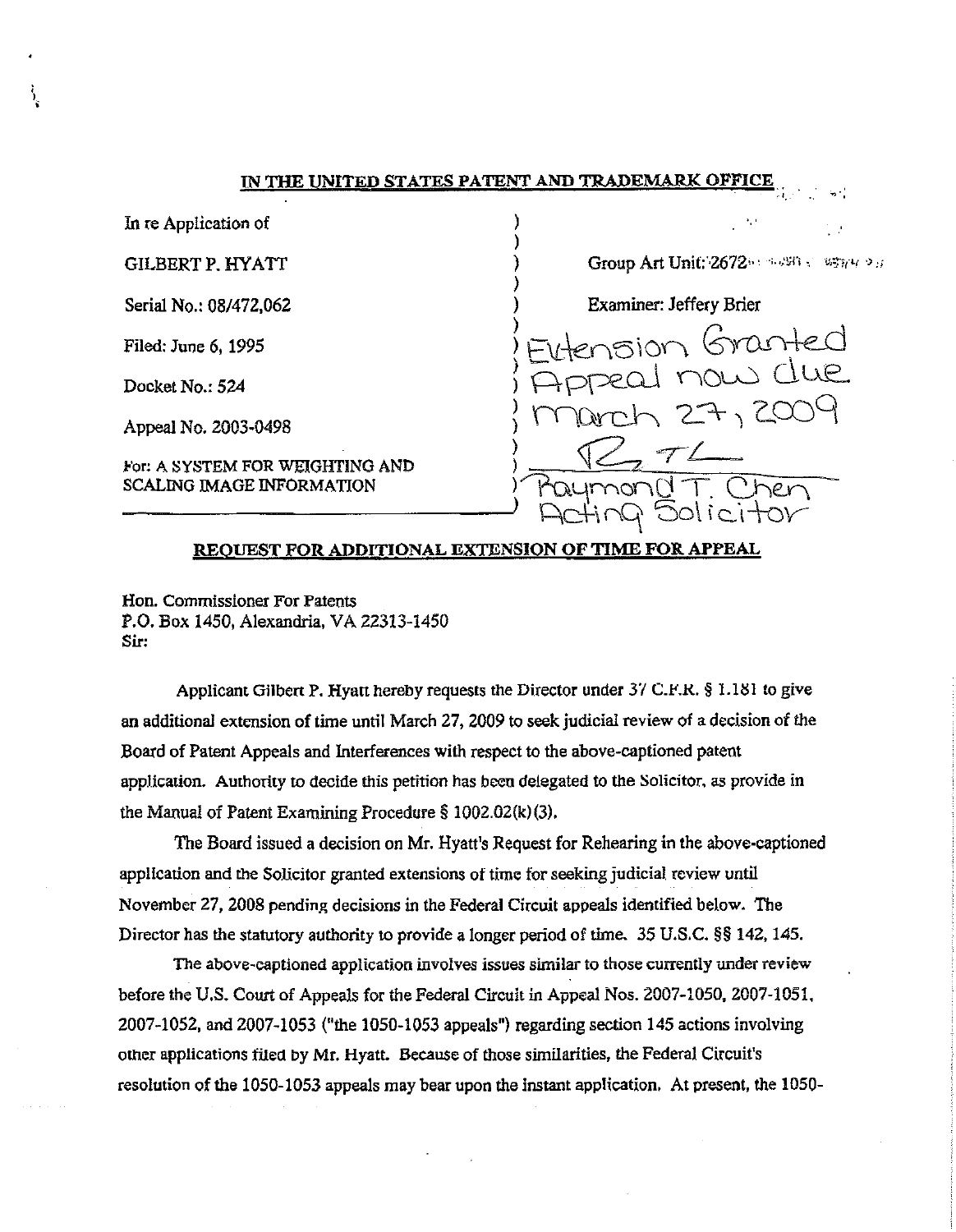## IN THE UNITED STATES PATENT AND TRADEMARK OFFICE

In re Application of

GILBERT P. HYATT

Serial No.: 08/472,062

Filed: June 6, 1995

Docket No.: 524

Appeal No. 2003-0498

For: A SYSTEM FOR WEIGHTING AND SCALING IMAGE INFORMATION

Group Art Unit: 2672

Examiner: Jeffery Brier

Extension Granted
Appeal now due
March 27, 2009
RTC
Raymond T. Chen
Acting Solicitor

## REQUEST FOR ADDITIONAL EXTENSION OF TIME FOR APPEAL

Hon. Commissioner For Patents
P.O. Box 1450, Alexandria, VA 22313-1450
Sir:

Applicant Gilbert P. Hyatt hereby requests the Director under 37 C.F.R. § 1.181 to give an additional extension of time until March 27, 2009 to seek judicial review of a decision of the Board of Patent Appeals and Interferences with respect to the above-captioned patent application. Authority to decide this petition has been delegated to the Solicitor, as provide in the Manual of Patent Examining Procedure § 1002.02(k)(3).

The Board issued a decision on Mr. Hyatt's Request for Rehearing in the above-captioned application and the Solicitor granted extensions of time for seeking judicial review until November 27, 2008 pending decisions in the Federal Circuit appeals identified below. The Director has the statutory authority to provide a longer period of time. 35 U.S.C. §§ 142, 145.

The above-captioned application involves issues similar to those currently under review before the U.S. Court of Appeals for the Federal Circuit in Appeal Nos. 2007-1050, 2007-1051, 2007-1052, and 2007-1053 ("the 1050-1053 appeals") regarding section 145 actions involving other applications filed by Mr. Hyatt. Because of those similarities, the Federal Circuit's resolution of the 1050-1053 appeals may bear upon the instant application. At present, the 1050-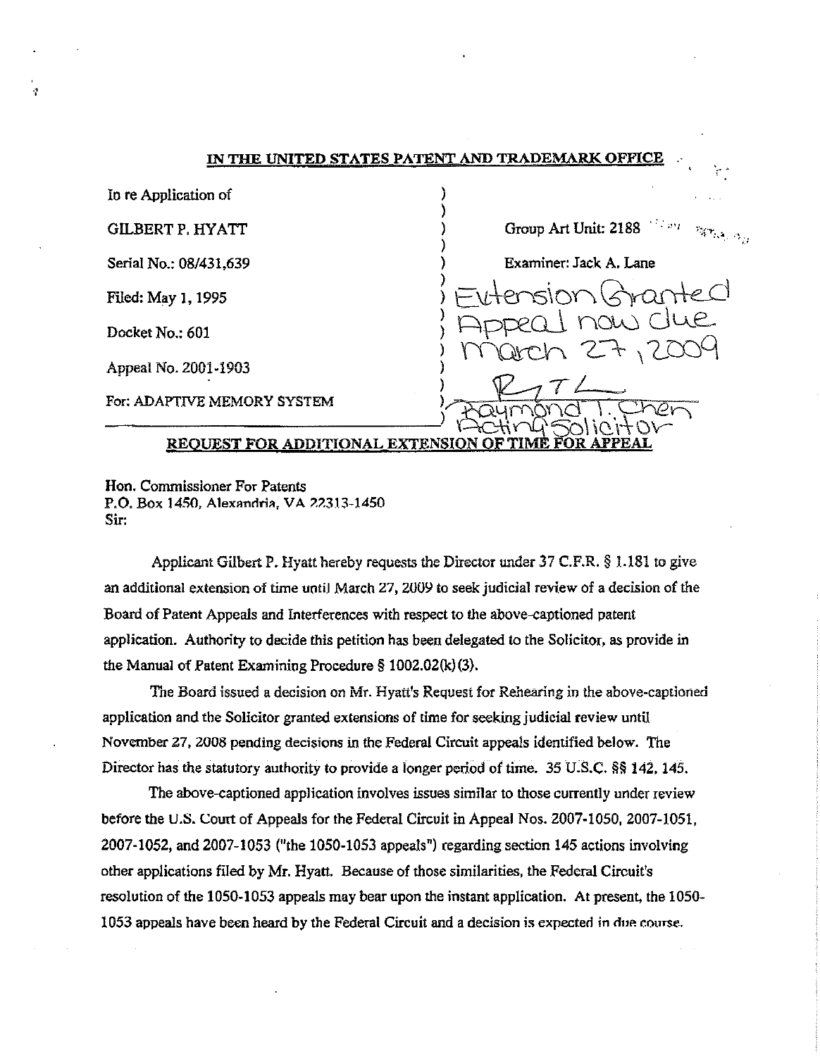**IN THE UNITED STATES PATENT AND TRADEMARK OFFICE**

In re Application of

GILBERT P. HYATT

Serial No.: 08/431,639

Filed: May 1, 1995

Docket No.: 601

Appeal No. 2001-1903

For: ADAPTIVE MEMORY SYSTEM

Group Art Unit: 2188

Examiner: Jack A. Lane

Extension Granted
Appeal now due
March 27, 2009
RTL
Raymond T. Chen
Acting Solicitor

**REQUEST FOR ADDITIONAL EXTENSION OF TIME FOR APPEAL**

Hon. Commissioner For Patents
P.O. Box 1450, Alexandria, VA 22313-1450
Sir:

Applicant Gilbert P. Hyatt hereby requests the Director under 37 C.F.R. § 1.181 to give an additional extension of time until March 27, 2009 to seek judicial review of a decision of the Board of Patent Appeals and Interferences with respect to the above-captioned patent application. Authority to decide this petition has been delegated to the Solicitor, as provide in the Manual of Patent Examining Procedure § 1002.02(k)(3).

The Board issued a decision on Mr. Hyatt's Request for Rehearing in the above-captioned application and the Solicitor granted extensions of time for seeking judicial review until November 27, 2008 pending decisions in the Federal Circuit appeals identified below. The Director has the statutory authority to provide a longer period of time. 35 U.S.C. §§ 142, 145.

The above-captioned application involves issues similar to those currently under review before the U.S. Court of Appeals for the Federal Circuit in Appeal Nos. 2007-1050, 2007-1051, 2007-1052, and 2007-1053 ("the 1050-1053 appeals") regarding section 145 actions involving other applications filed by Mr. Hyatt. Because of those similarities, the Federal Circuit's resolution of the 1050-1053 appeals may bear upon the instant application. At present, the 1050-1053 appeals have been heard by the Federal Circuit and a decision is expected in due course.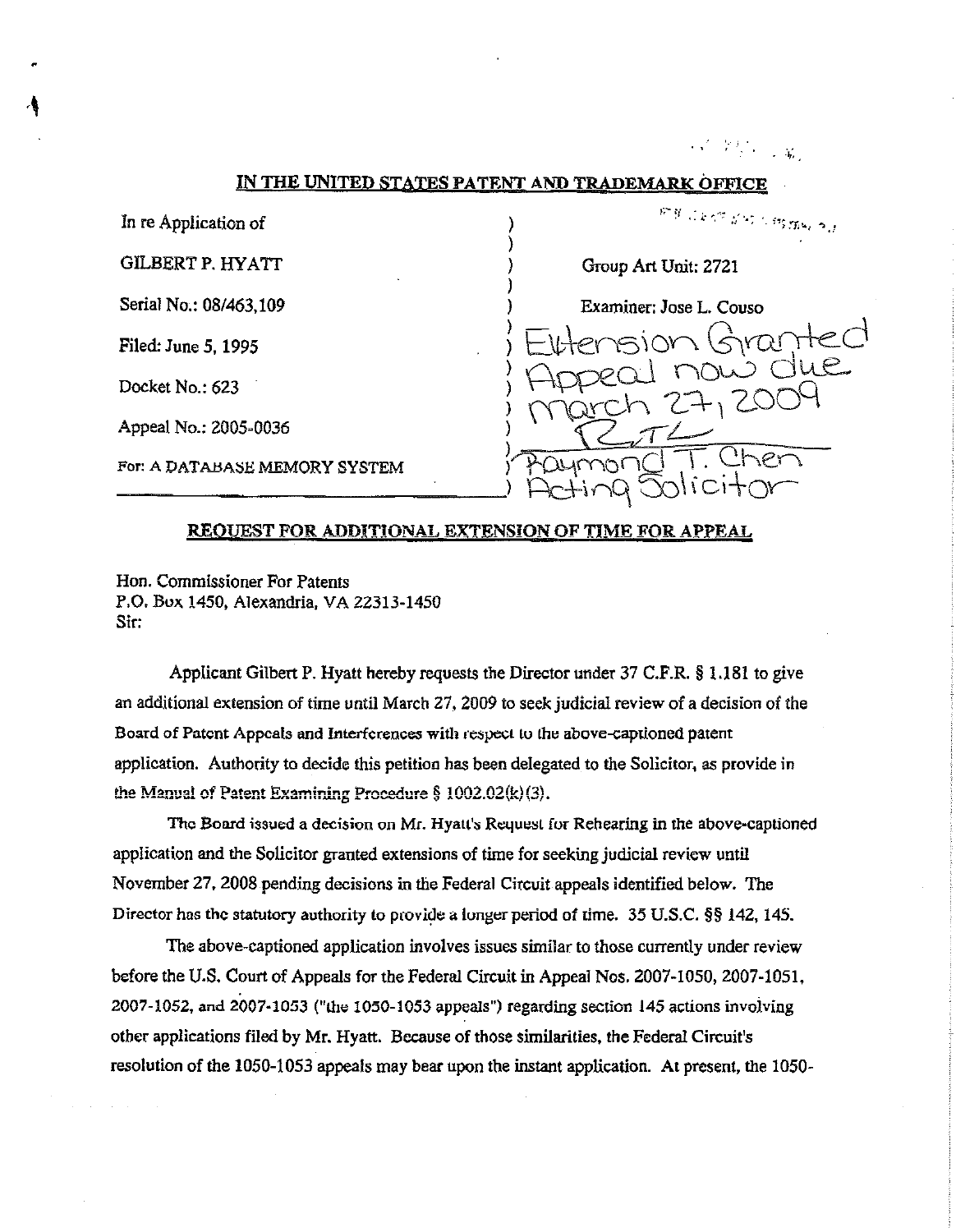# IN THE UNITED STATES PATENT AND TRADEMARK OFFICE

| | | |
|---|---|---|
| In re Application of | ) | |
| GILBERT P. HYATT | ) | Group Art Unit: 2721 |
| Serial No.: 08/463,109 | ) | Examiner: Jose L. Couso |
| Filed: June 5, 1995 | ) | Extension Granted |
| Docket No.: 623 | ) | Appeal now due |
| | ) | March 27, 2009 |
| Appeal No.: 2005-0036 | ) | RTL |
| For: A DATABASE MEMORY SYSTEM | ) | Raymond T. Chen |
| | ) | Acting Solicitor |

## REQUEST FOR ADDITIONAL EXTENSION OF TIME FOR APPEAL

Hon. Commissioner For Patents
P.O. Box 1450, Alexandria, VA 22313-1450
Sir:

Applicant Gilbert P. Hyatt hereby requests the Director under 37 C.F.R. § 1.181 to give an additional extension of time until March 27, 2009 to seek judicial review of a decision of the Board of Patent Appeals and Interferences with respect to the above-captioned patent application. Authority to decide this petition has been delegated to the Solicitor, as provide in the Manual of Patent Examining Procedure § 1002.02(k)(3).

The Board issued a decision on Mr. Hyatt's Request for Rehearing in the above-captioned application and the Solicitor granted extensions of time for seeking judicial review until November 27, 2008 pending decisions in the Federal Circuit appeals identified below. The Director has the statutory authority to provide a longer period of time. 35 U.S.C. §§ 142, 145.

The above-captioned application involves issues similar to those currently under review before the U.S. Court of Appeals for the Federal Circuit in Appeal Nos. 2007-1050, 2007-1051, 2007-1052, and 2007-1053 ("the 1050-1053 appeals") regarding section 145 actions involving other applications filed by Mr. Hyatt. Because of those similarities, the Federal Circuit's resolution of the 1050-1053 appeals may bear upon the instant application. At present, the 1050-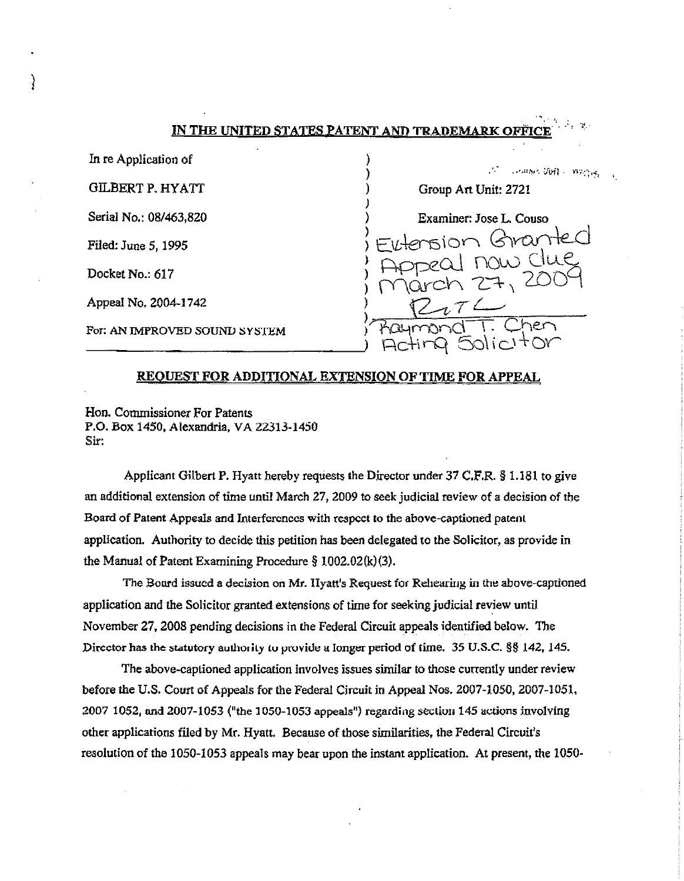# IN THE UNITED STATES PATENT AND TRADEMARK OFFICE

| | | |
|---|---|---|
| In re Application of | ) | |
| GILBERT P. HYATT | ) | Group Art Unit: 2721 |
| Serial No.: 08/463,820 | ) | Examiner: Jose L. Couso |
| Filed: June 5, 1995 | ) | Extension Granted |
| Docket No.: 617 | ) | Appeal now due March 27, 2009 |
| Appeal No. 2004-1742 | ) | RTL |
| For: AN IMPROVED SOUND SYSTEM | ) | Raymond T. Chen Acting Solicitor |

## REQUEST FOR ADDITIONAL EXTENSION OF TIME FOR APPEAL

Hon. Commissioner For Patents
P.O. Box 1450, Alexandria, VA 22313-1450
Sir:

Applicant Gilbert P. Hyatt hereby requests the Director under 37 C.F.R. § 1.181 to give an additional extension of time until March 27, 2009 to seek judicial review of a decision of the Board of Patent Appeals and Interferences with respect to the above-captioned patent application. Authority to decide this petition has been delegated to the Solicitor, as provide in the Manual of Patent Examining Procedure § 1002.02(k)(3).

The Board issued a decision on Mr. Hyatt's Request for Rehearing in the above-captioned application and the Solicitor granted extensions of time for seeking judicial review until November 27, 2008 pending decisions in the Federal Circuit appeals identified below. The Director has the statutory authority to provide a longer period of time. 35 U.S.C. §§ 142, 145.

The above-captioned application involves issues similar to those currently under review before the U.S. Court of Appeals for the Federal Circuit in Appeal Nos. 2007-1050, 2007-1051, 2007 1052, and 2007-1053 ("the 1050-1053 appeals") regarding section 145 actions involving other applications filed by Mr. Hyatt. Because of those similarities, the Federal Circuit's resolution of the 1050-1053 appeals may bear upon the instant application. At present, the 1050-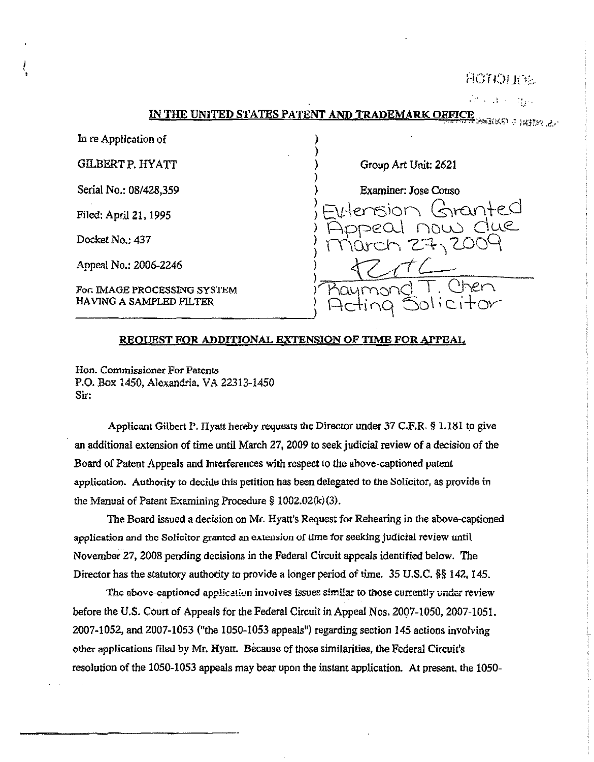# IN THE UNITED STATES PATENT AND TRADEMARK OFFICE

| | |
|---|---|
| In re Application of | |
| GILBERT P. HYATT | Group Art Unit: 2621 |
| Serial No.: 08/428,359 | Examiner: Jose Couso |
| Filed: April 21, 1995 | Extension Granted |
| Docket No.: 437 | Appeal now due March 27, 2009 |
| Appeal No.: 2006-2246 | |
| For: IMAGE PROCESSING SYSTEM HAVING A SAMPLED FILTER | Raymond T. Chen Acting Solicitor |

## REQUEST FOR ADDITIONAL EXTENSION OF TIME FOR APPEAL

Hon. Commissioner For Patents
P.O. Box 1450, Alexandria, VA 22313-1450
Sir:

Applicant Gilbert P. Hyatt hereby requests the Director under 37 C.F.R. § 1.181 to give an additional extension of time until March 27, 2009 to seek judicial review of a decision of the Board of Patent Appeals and Interferences with respect to the above-captioned patent application. Authority to decide this petition has been delegated to the Solicitor, as provide in the Manual of Patent Examining Procedure § 1002.02(k)(3).

The Board issued a decision on Mr. Hyatt's Request for Rehearing in the above-captioned application and the Solicitor granted an extension of time for seeking judicial review until November 27, 2008 pending decisions in the Federal Circuit appeals identified below. The Director has the statutory authority to provide a longer period of time. 35 U.S.C. §§ 142, 145.

The above-captioned application involves issues similar to those currently under review before the U.S. Court of Appeals for the Federal Circuit in Appeal Nos. 2007-1050, 2007-1051, 2007-1052, and 2007-1053 ("the 1050-1053 appeals") regarding section 145 actions involving other applications filed by Mr. Hyatt. Because of those similarities, the Federal Circuit's resolution of the 1050-1053 appeals may bear upon the instant application. At present, the 1050-